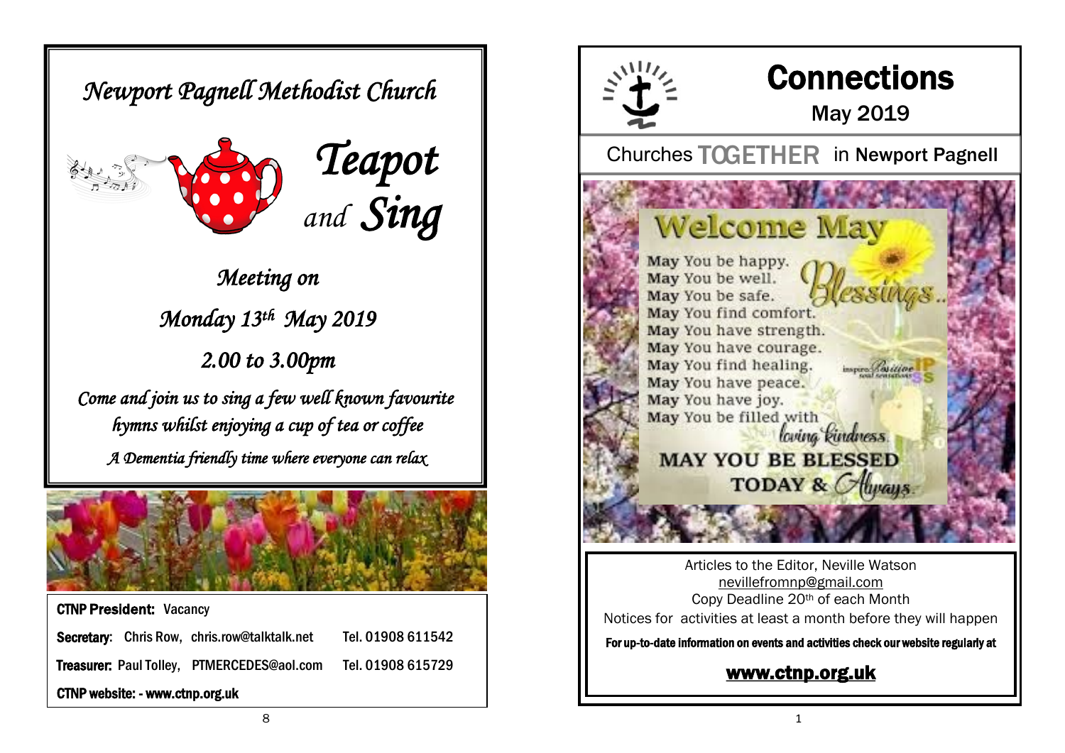# Newport Pagnell Methodist Church

## Teapot and Sing

*Meeting on*

*Monday 13th May 2019*

*2.00 to 3.00pm*

*Come and join us to sing a few well known favourite hymns whilst enjoying a cup of tea or coffee*

*A Dementia friendly time where everyone can relax*

**CTNP President:** Vacancy

**Secretary:** Chris Row, chris.row@talktalk.net Tel. 01908 611542

**Treasurer:** Paul Tolley, PTMERCEDES@aol.com Tel. 01908 615729

**CTNP website: - www.ctnp.org.uk**

# Connections

May 2019

Churches TOGETHER in Newport Pagnell

**Welcome May**

May You be happy.
May You be well.
May You be safe.
May You find comfort.
May You have strength.
May You have courage.
May You find healing.
May You have peace.
May You have joy.
May You be filled with loving kindness.

Blessings..

MAY YOU BE BLESSED TODAY & Always.

Articles to the Editor, Neville Watson
nevillefromnp@gmail.com
Copy Deadline 20th of each Month
Notices for activities at least a month before they will happen

**For up-to-date information on events and activities check our website regularly at**

**www.ctnp.org.uk**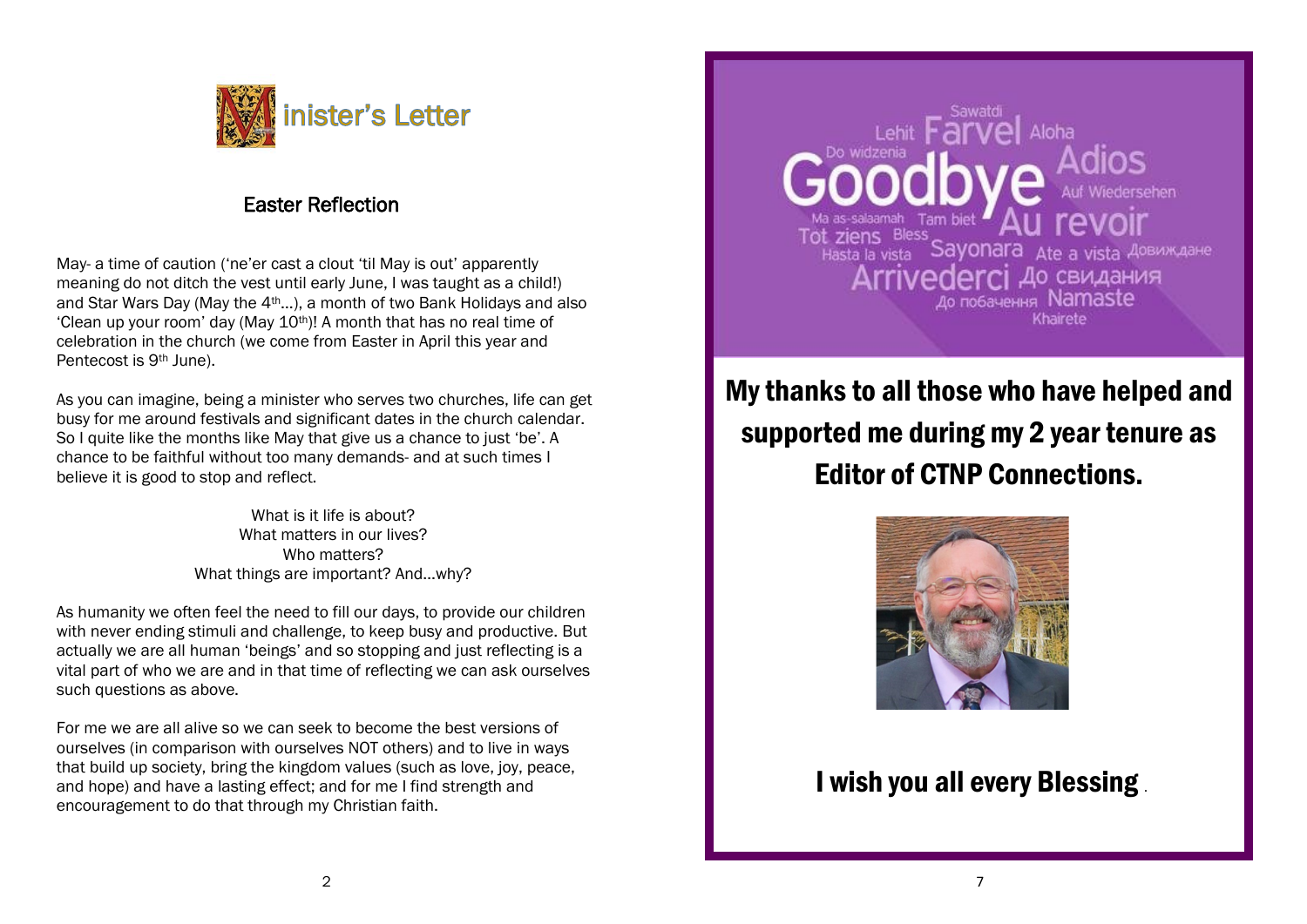# Minister's Letter

## Easter Reflection

May- a time of caution ('ne'er cast a clout 'til May is out' apparently meaning do not ditch the vest until early June, I was taught as a child!) and Star Wars Day (May the 4th...), a month of two Bank Holidays and also 'Clean up your room' day (May 10th)! A month that has no real time of celebration in the church (we come from Easter in April this year and Pentecost is 9th June).

As you can imagine, being a minister who serves two churches, life can get busy for me around festivals and significant dates in the church calendar. So I quite like the months like May that give us a chance to just 'be'. A chance to be faithful without too many demands- and at such times I believe it is good to stop and reflect.

What is it life is about?
What matters in our lives?
Who matters?
What things are important? And...why?

As humanity we often feel the need to fill our days, to provide our children with never ending stimuli and challenge, to keep busy and productive. But actually we are all human 'beings' and so stopping and just reflecting is a vital part of who we are and in that time of reflecting we can ask ourselves such questions as above.

For me we are all alive so we can seek to become the best versions of ourselves (in comparison with ourselves NOT others) and to live in ways that build up society, bring the kingdom values (such as love, joy, peace, and hope) and have a lasting effect; and for me I find strength and encouragement to do that through my Christian faith.

Sawatdi Lehit Farvel Aloha Do widzenia Goodbye Adios Auf Wiedersehen Ma as-salaamah Tam biet Au revoir Tot ziens Bless Hasta la vista Sayonara Ate a vista Довиждане Arrivederci До свидания До побачення Namaste Khairete

**My thanks to all those who have helped and supported me during my 2 year tenure as Editor of CTNP Connections.**

**I wish you all every Blessing .**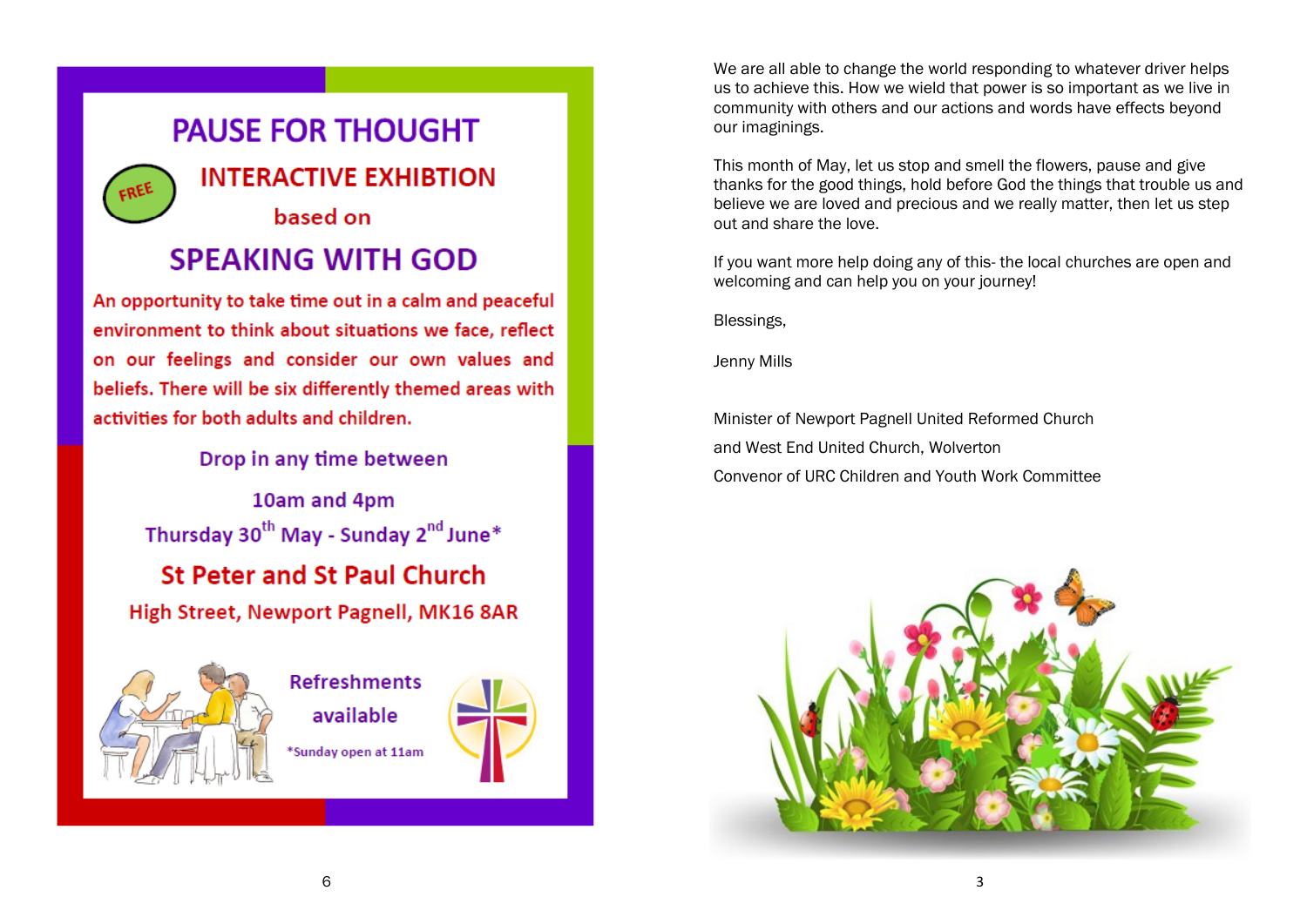# PAUSE FOR THOUGHT

FREE

## INTERACTIVE EXHIBTION

based on

## SPEAKING WITH GOD

An opportunity to take time out in a calm and peaceful environment to think about situations we face, reflect on our feelings and consider our own values and beliefs. There will be six differently themed areas with activities for both adults and children.

Drop in any time between

10am and 4pm

Thursday 30th May - Sunday 2nd June*

**St Peter and St Paul Church**

High Street, Newport Pagnell, MK16 8AR

Refreshments available

*Sunday open at 11am

We are all able to change the world responding to whatever driver helps us to achieve this. How we wield that power is so important as we live in community with others and our actions and words have effects beyond our imaginings.

This month of May, let us stop and smell the flowers, pause and give thanks for the good things, hold before God the things that trouble us and believe we are loved and precious and we really matter, then let us step out and share the love.

If you want more help doing any of this- the local churches are open and welcoming and can help you on your journey!

Blessings,

Jenny Mills

Minister of Newport Pagnell United Reformed Church
and West End United Church, Wolverton
Convenor of URC Children and Youth Work Committee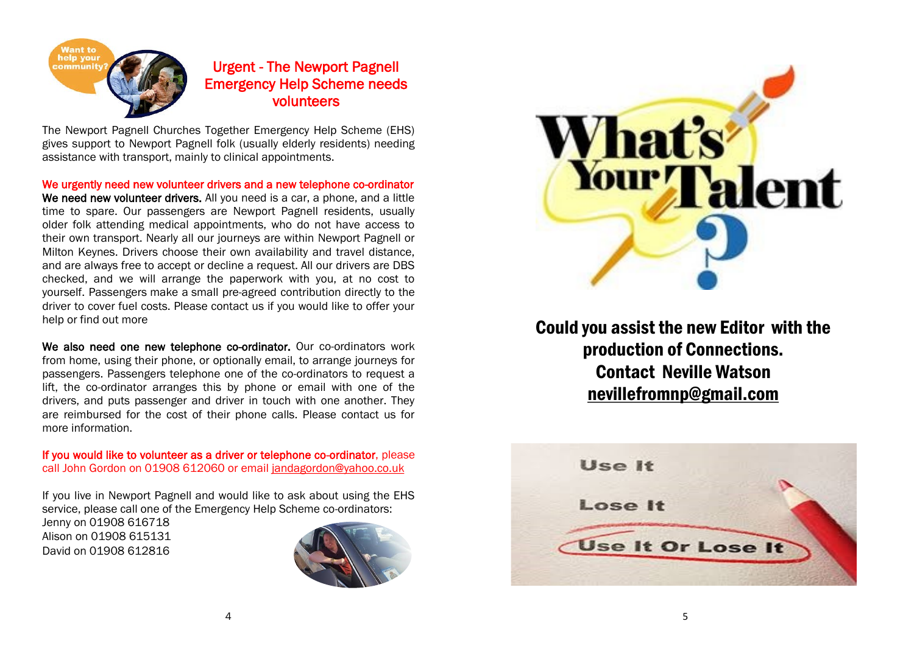## Urgent - The Newport Pagnell Emergency Help Scheme needs volunteers

The Newport Pagnell Churches Together Emergency Help Scheme (EHS) gives support to Newport Pagnell folk (usually elderly residents) needing assistance with transport, mainly to clinical appointments.

**We urgently need new volunteer drivers and a new telephone co-ordinator**

**We need new volunteer drivers.** All you need is a car, a phone, and a little time to spare. Our passengers are Newport Pagnell residents, usually older folk attending medical appointments, who do not have access to their own transport. Nearly all our journeys are within Newport Pagnell or Milton Keynes. Drivers choose their own availability and travel distance, and are always free to accept or decline a request. All our drivers are DBS checked, and we will arrange the paperwork with you, at no cost to yourself. Passengers make a small pre-agreed contribution directly to the driver to cover fuel costs. Please contact us if you would like to offer your help or find out more

**We also need one new telephone co-ordinator.** Our co-ordinators work from home, using their phone, or optionally email, to arrange journeys for passengers. Passengers telephone one of the co-ordinators to request a lift, the co-ordinator arranges this by phone or email with one of the drivers, and puts passenger and driver in touch with one another. They are reimbursed for the cost of their phone calls. Please contact us for more information.

**If you would like to volunteer as a driver or telephone co-ordinator**, please call John Gordon on 01908 612060 or email jandagordon@yahoo.co.uk

If you live in Newport Pagnell and would like to ask about using the EHS service, please call one of the Emergency Help Scheme co-ordinators:
Jenny on 01908 616718
Alison on 01908 615131
David on 01908 612816

## What's Your Talent?

**Could you assist the new Editor with the production of Connections.**
**Contact Neville Watson**
**nevillefromnp@gmail.com**

Use It
Lose It
Use It Or Lose It